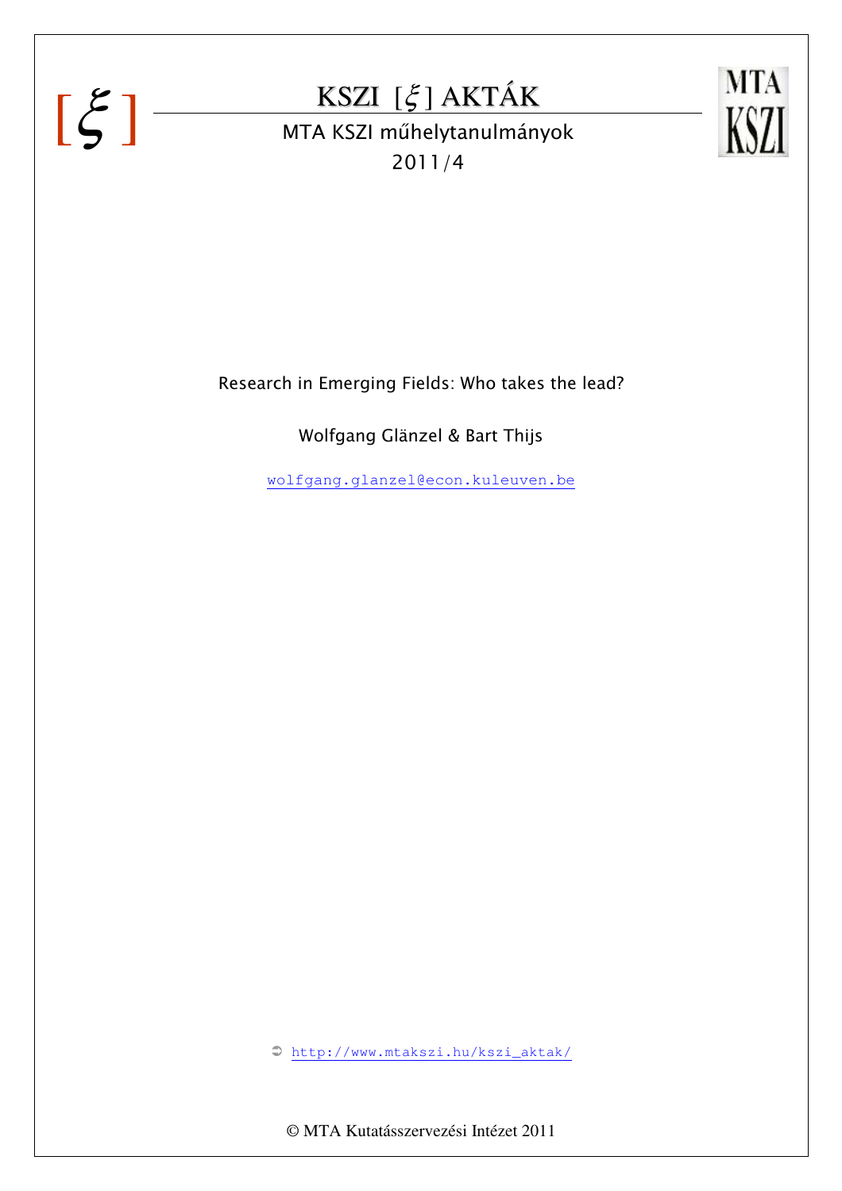[ ξ ]

# KSZI [ξ] AKTÁK

MTA KSZI műhelytanulmányok

2011/4

MTA KSZI

## Research in Emerging Fields: Who takes the lead?

Wolfgang Glänzel & Bart Thijs

wolfgang.glanzel@econ.kuleuven.be

➲ http://www.mtakszi.hu/kszi_aktak/

© MTA Kutatásszervezési Intézet 2011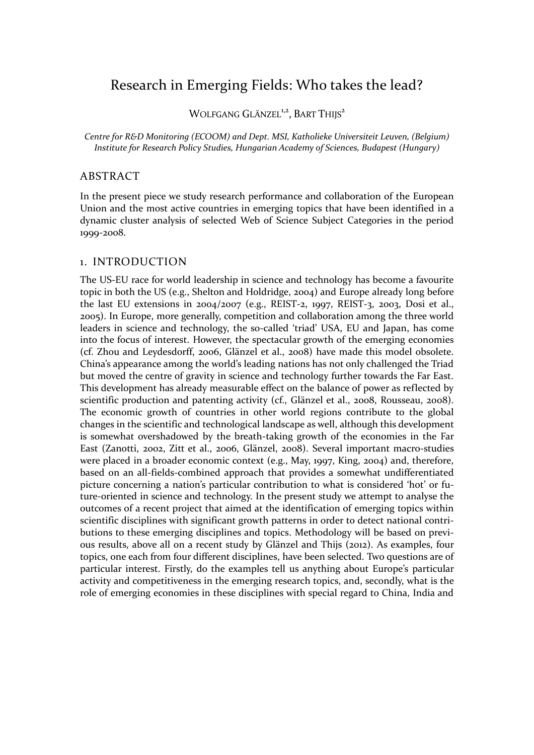# Research in Emerging Fields: Who takes the lead?

Wolfgang Glänzel[1,2], Bart Thijs[2]

*Centre for R&D Monitoring (ECOOM) and Dept. MSI, Katholieke Universiteit Leuven, (Belgium)*
*Institute for Research Policy Studies, Hungarian Academy of Sciences, Budapest (Hungary)*

## ABSTRACT

In the present piece we study research performance and collaboration of the European Union and the most active countries in emerging topics that have been identified in a dynamic cluster analysis of selected Web of Science Subject Categories in the period 1999-2008.

## 1. INTRODUCTION

The US-EU race for world leadership in science and technology has become a favourite topic in both the US (e.g., Shelton and Holdridge, 2004) and Europe already long before the last EU extensions in 2004/2007 (e.g., REIST-2, 1997, REIST-3, 2003, Dosi et al., 2005). In Europe, more generally, competition and collaboration among the three world leaders in science and technology, the so-called 'triad' USA, EU and Japan, has come into the focus of interest. However, the spectacular growth of the emerging economies (cf. Zhou and Leydesdorff, 2006, Glänzel et al., 2008) have made this model obsolete. China's appearance among the world's leading nations has not only challenged the Triad but moved the centre of gravity in science and technology further towards the Far East. This development has already measurable effect on the balance of power as reflected by scientific production and patenting activity (cf., Glänzel et al., 2008, Rousseau, 2008). The economic growth of countries in other world regions contribute to the global changes in the scientific and technological landscape as well, although this development is somewhat overshadowed by the breath-taking growth of the economies in the Far East (Zanotti, 2002, Zitt et al., 2006, Glänzel, 2008). Several important macro-studies were placed in a broader economic context (e.g., May, 1997, King, 2004) and, therefore, based on an all-fields-combined approach that provides a somewhat undifferentiated picture concerning a nation's particular contribution to what is considered 'hot' or future-oriented in science and technology. In the present study we attempt to analyse the outcomes of a recent project that aimed at the identification of emerging topics within scientific disciplines with significant growth patterns in order to detect national contributions to these emerging disciplines and topics. Methodology will be based on previous results, above all on a recent study by Glänzel and Thijs (2012). As examples, four topics, one each from four different disciplines, have been selected. Two questions are of particular interest. Firstly, do the examples tell us anything about Europe's particular activity and competitiveness in the emerging research topics, and, secondly, what is the role of emerging economies in these disciplines with special regard to China, India and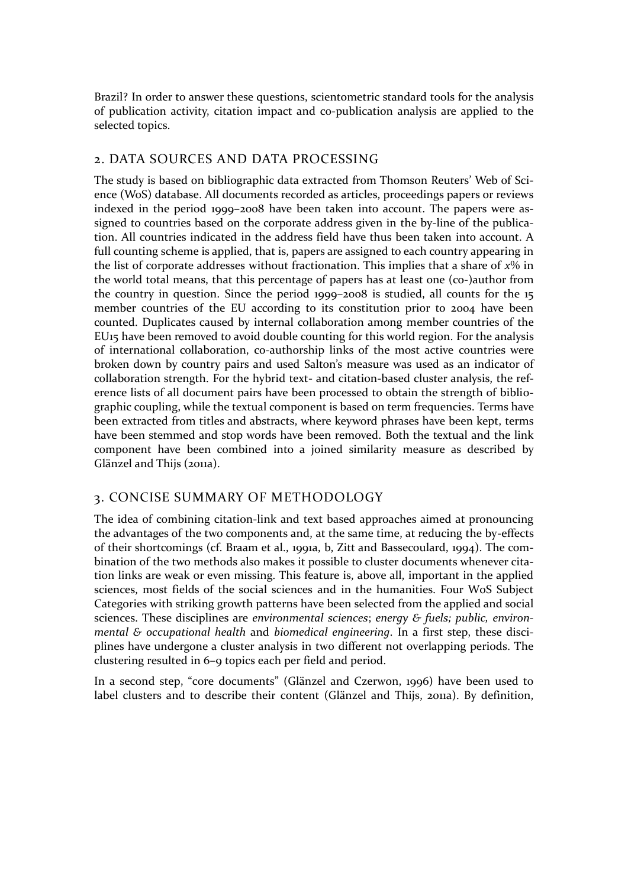Brazil? In order to answer these questions, scientometric standard tools for the analysis of publication activity, citation impact and co-publication analysis are applied to the selected topics.

## 2. DATA SOURCES AND DATA PROCESSING

The study is based on bibliographic data extracted from Thomson Reuters' Web of Science (WoS) database. All documents recorded as articles, proceedings papers or reviews indexed in the period 1999–2008 have been taken into account. The papers were assigned to countries based on the corporate address given in the by-line of the publication. All countries indicated in the address field have thus been taken into account. A full counting scheme is applied, that is, papers are assigned to each country appearing in the list of corporate addresses without fractionation. This implies that a share of $x$% in the world total means, that this percentage of papers has at least one (co-)author from the country in question. Since the period 1999–2008 is studied, all counts for the 15 member countries of the EU according to its constitution prior to 2004 have been counted. Duplicates caused by internal collaboration among member countries of the EU15 have been removed to avoid double counting for this world region. For the analysis of international collaboration, co-authorship links of the most active countries were broken down by country pairs and used Salton's measure was used as an indicator of collaboration strength. For the hybrid text- and citation-based cluster analysis, the reference lists of all document pairs have been processed to obtain the strength of bibliographic coupling, while the textual component is based on term frequencies. Terms have been extracted from titles and abstracts, where keyword phrases have been kept, terms have been stemmed and stop words have been removed. Both the textual and the link component have been combined into a joined similarity measure as described by Glänzel and Thijs (2011a).

## 3. CONCISE SUMMARY OF METHODOLOGY

The idea of combining citation-link and text based approaches aimed at pronouncing the advantages of the two components and, at the same time, at reducing the by-effects of their shortcomings (cf. Braam et al., 1991a, b, Zitt and Bassecoulard, 1994). The combination of the two methods also makes it possible to cluster documents whenever citation links are weak or even missing. This feature is, above all, important in the applied sciences, most fields of the social sciences and in the humanities. Four WoS Subject Categories with striking growth patterns have been selected from the applied and social sciences. These disciplines are *environmental sciences*; *energy & fuels; public, environmental & occupational health* and *biomedical engineering*. In a first step, these disciplines have undergone a cluster analysis in two different not overlapping periods. The clustering resulted in 6–9 topics each per field and period.

In a second step, "core documents" (Glänzel and Czerwon, 1996) have been used to label clusters and to describe their content (Glänzel and Thijs, 2011a). By definition,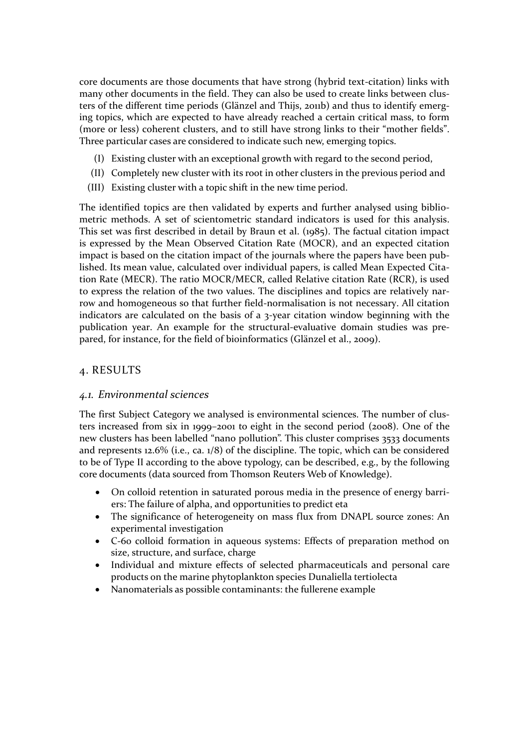core documents are those documents that have strong (hybrid text-citation) links with many other documents in the field. They can also be used to create links between clusters of the different time periods (Glänzel and Thijs, 2011b) and thus to identify emerging topics, which are expected to have already reached a certain critical mass, to form (more or less) coherent clusters, and to still have strong links to their "mother fields". Three particular cases are considered to indicate such new, emerging topics.

(I) Existing cluster with an exceptional growth with regard to the second period,

(II) Completely new cluster with its root in other clusters in the previous period and

(III) Existing cluster with a topic shift in the new time period.

The identified topics are then validated by experts and further analysed using bibliometric methods. A set of scientometric standard indicators is used for this analysis. This set was first described in detail by Braun et al. (1985). The factual citation impact is expressed by the Mean Observed Citation Rate (MOCR), and an expected citation impact is based on the citation impact of the journals where the papers have been published. Its mean value, calculated over individual papers, is called Mean Expected Citation Rate (MECR). The ratio MOCR/MECR, called Relative citation Rate (RCR), is used to express the relation of the two values. The disciplines and topics are relatively narrow and homogeneous so that further field-normalisation is not necessary. All citation indicators are calculated on the basis of a 3-year citation window beginning with the publication year. An example for the structural-evaluative domain studies was prepared, for instance, for the field of bioinformatics (Glänzel et al., 2009).

## 4. RESULTS

### *4.1. Environmental sciences*

The first Subject Category we analysed is environmental sciences. The number of clusters increased from six in 1999–2001 to eight in the second period (2008). One of the new clusters has been labelled "nano pollution". This cluster comprises 3533 documents and represents 12.6% (i.e., ca. 1/8) of the discipline. The topic, which can be considered to be of Type II according to the above typology, can be described, e.g., by the following core documents (data sourced from Thomson Reuters Web of Knowledge).

- On colloid retention in saturated porous media in the presence of energy barriers: The failure of alpha, and opportunities to predict eta
- The significance of heterogeneity on mass flux from DNAPL source zones: An experimental investigation
- C-60 colloid formation in aqueous systems: Effects of preparation method on size, structure, and surface, charge
- Individual and mixture effects of selected pharmaceuticals and personal care products on the marine phytoplankton species Dunaliella tertiolecta
- Nanomaterials as possible contaminants: the fullerene example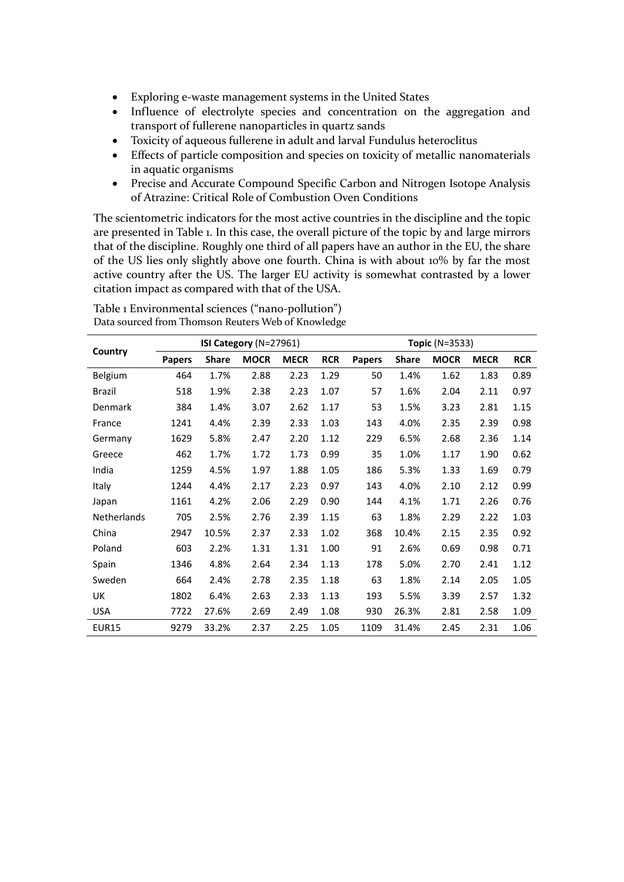- Exploring e-waste management systems in the United States
- Influence of electrolyte species and concentration on the aggregation and transport of fullerene nanoparticles in quartz sands
- Toxicity of aqueous fullerene in adult and larval Fundulus heteroclitus
- Effects of particle composition and species on toxicity of metallic nanomaterials in aquatic organisms
- Precise and Accurate Compound Specific Carbon and Nitrogen Isotope Analysis of Atrazine: Critical Role of Combustion Oven Conditions

The scientometric indicators for the most active countries in the discipline and the topic are presented in Table 1. In this case, the overall picture of the topic by and large mirrors that of the discipline. Roughly one third of all papers have an author in the EU, the share of the US lies only slightly above one fourth. China is with about 10% by far the most active country after the US. The larger EU activity is somewhat contrasted by a lower citation impact as compared with that of the USA.

Table 1 Environmental sciences ("nano-pollution")
Data sourced from Thomson Reuters Web of Knowledge

| Country | **ISI Category** (N=27961) | | | | | **Topic** (N=3533) | | | | |
|---|---|---|---|---|---|---|---|---|---|---|
| | **Papers** | **Share** | **MOCR** | **MECR** | **RCR** | **Papers** | **Share** | **MOCR** | **MECR** | **RCR** |
| Belgium | 464 | 1.7% | 2.88 | 2.23 | 1.29 | 50 | 1.4% | 1.62 | 1.83 | 0.89 |
| Brazil | 518 | 1.9% | 2.38 | 2.23 | 1.07 | 57 | 1.6% | 2.04 | 2.11 | 0.97 |
| Denmark | 384 | 1.4% | 3.07 | 2.62 | 1.17 | 53 | 1.5% | 3.23 | 2.81 | 1.15 |
| France | 1241 | 4.4% | 2.39 | 2.33 | 1.03 | 143 | 4.0% | 2.35 | 2.39 | 0.98 |
| Germany | 1629 | 5.8% | 2.47 | 2.20 | 1.12 | 229 | 6.5% | 2.68 | 2.36 | 1.14 |
| Greece | 462 | 1.7% | 1.72 | 1.73 | 0.99 | 35 | 1.0% | 1.17 | 1.90 | 0.62 |
| India | 1259 | 4.5% | 1.97 | 1.88 | 1.05 | 186 | 5.3% | 1.33 | 1.69 | 0.79 |
| Italy | 1244 | 4.4% | 2.17 | 2.23 | 0.97 | 143 | 4.0% | 2.10 | 2.12 | 0.99 |
| Japan | 1161 | 4.2% | 2.06 | 2.29 | 0.90 | 144 | 4.1% | 1.71 | 2.26 | 0.76 |
| Netherlands | 705 | 2.5% | 2.76 | 2.39 | 1.15 | 63 | 1.8% | 2.29 | 2.22 | 1.03 |
| China | 2947 | 10.5% | 2.37 | 2.33 | 1.02 | 368 | 10.4% | 2.15 | 2.35 | 0.92 |
| Poland | 603 | 2.2% | 1.31 | 1.31 | 1.00 | 91 | 2.6% | 0.69 | 0.98 | 0.71 |
| Spain | 1346 | 4.8% | 2.64 | 2.34 | 1.13 | 178 | 5.0% | 2.70 | 2.41 | 1.12 |
| Sweden | 664 | 2.4% | 2.78 | 2.35 | 1.18 | 63 | 1.8% | 2.14 | 2.05 | 1.05 |
| UK | 1802 | 6.4% | 2.63 | 2.33 | 1.13 | 193 | 5.5% | 3.39 | 2.57 | 1.32 |
| USA | 7722 | 27.6% | 2.69 | 2.49 | 1.08 | 930 | 26.3% | 2.81 | 2.58 | 1.09 |
| EUR15 | 9279 | 33.2% | 2.37 | 2.25 | 1.05 | 1109 | 31.4% | 2.45 | 2.31 | 1.06 |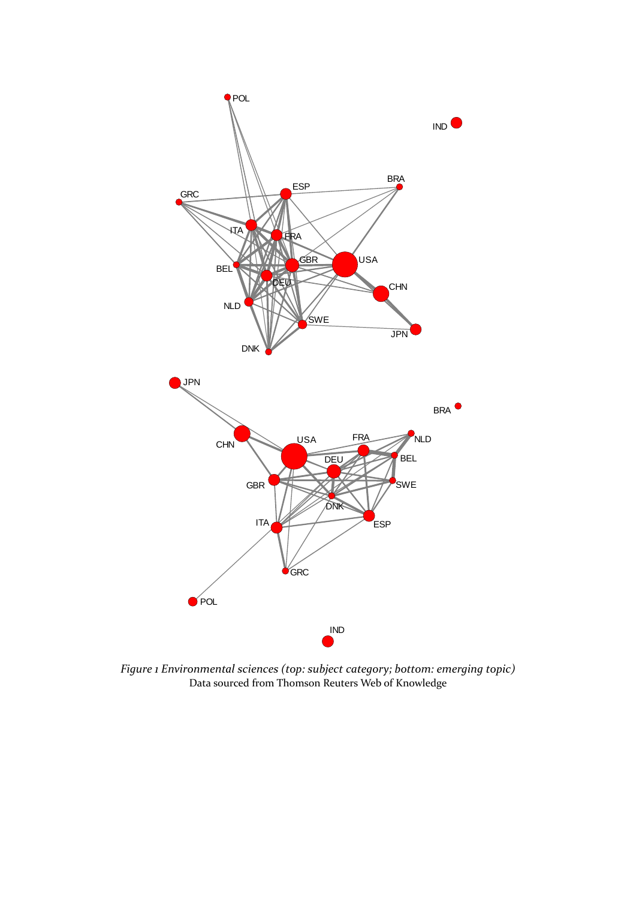*Figure 1 Environmental sciences (top: subject category; bottom: emerging topic)*
Data sourced from Thomson Reuters Web of Knowledge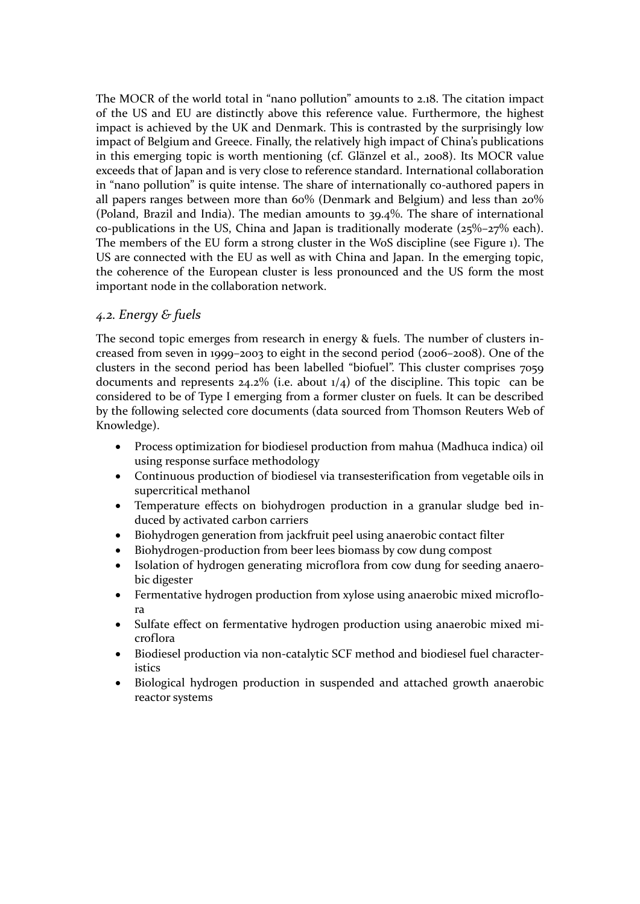The MOCR of the world total in "nano pollution" amounts to 2.18. The citation impact of the US and EU are distinctly above this reference value. Furthermore, the highest impact is achieved by the UK and Denmark. This is contrasted by the surprisingly low impact of Belgium and Greece. Finally, the relatively high impact of China's publications in this emerging topic is worth mentioning (cf. Glänzel et al., 2008). Its MOCR value exceeds that of Japan and is very close to reference standard. International collaboration in "nano pollution" is quite intense. The share of internationally co-authored papers in all papers ranges between more than 60% (Denmark and Belgium) and less than 20% (Poland, Brazil and India). The median amounts to 39.4%. The share of international co-publications in the US, China and Japan is traditionally moderate (25%–27% each). The members of the EU form a strong cluster in the WoS discipline (see Figure 1). The US are connected with the EU as well as with China and Japan. In the emerging topic, the coherence of the European cluster is less pronounced and the US form the most important node in the collaboration network.

### *4.2. Energy & fuels*

The second topic emerges from research in energy & fuels. The number of clusters increased from seven in 1999–2003 to eight in the second period (2006–2008). One of the clusters in the second period has been labelled "biofuel". This cluster comprises 7059 documents and represents 24.2% (i.e. about 1/4) of the discipline. This topic can be considered to be of Type I emerging from a former cluster on fuels. It can be described by the following selected core documents (data sourced from Thomson Reuters Web of Knowledge).

- Process optimization for biodiesel production from mahua (Madhuca indica) oil using response surface methodology
- Continuous production of biodiesel via transesterification from vegetable oils in supercritical methanol
- Temperature effects on biohydrogen production in a granular sludge bed induced by activated carbon carriers
- Biohydrogen generation from jackfruit peel using anaerobic contact filter
- Biohydrogen-production from beer lees biomass by cow dung compost
- Isolation of hydrogen generating microflora from cow dung for seeding anaerobic digester
- Fermentative hydrogen production from xylose using anaerobic mixed microflora
- Sulfate effect on fermentative hydrogen production using anaerobic mixed microflora
- Biodiesel production via non-catalytic SCF method and biodiesel fuel characteristics
- Biological hydrogen production in suspended and attached growth anaerobic reactor systems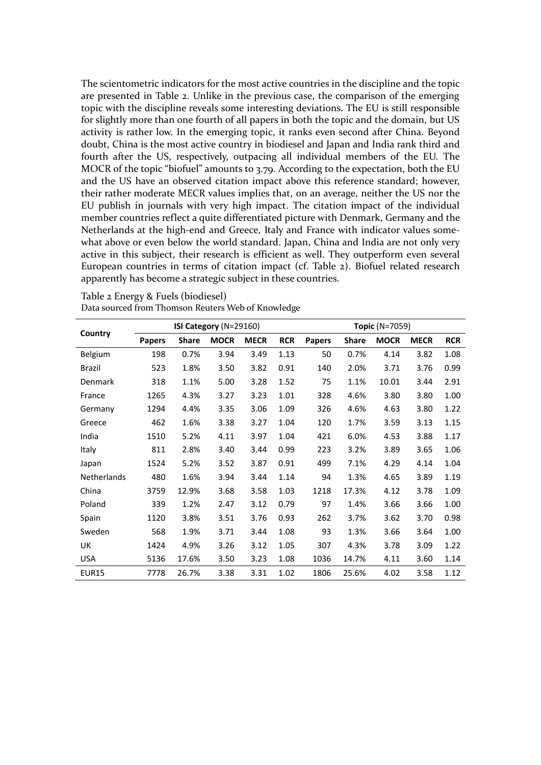The scientometric indicators for the most active countries in the discipline and the topic are presented in Table 2. Unlike in the previous case, the comparison of the emerging topic with the discipline reveals some interesting deviations. The EU is still responsible for slightly more than one fourth of all papers in both the topic and the domain, but US activity is rather low. In the emerging topic, it ranks even second after China. Beyond doubt, China is the most active country in biodiesel and Japan and India rank third and fourth after the US, respectively, outpacing all individual members of the EU. The MOCR of the topic "biofuel" amounts to 3.79. According to the expectation, both the EU and the US have an observed citation impact above this reference standard; however, their rather moderate MECR values implies that, on an average, neither the US nor the EU publish in journals with very high impact. The citation impact of the individual member countries reflect a quite differentiated picture with Denmark, Germany and the Netherlands at the high-end and Greece, Italy and France with indicator values somewhat above or even below the world standard. Japan, China and India are not only very active in this subject, their research is efficient as well. They outperform even several European countries in terms of citation impact (cf. Table 2). Biofuel related research apparently has become a strategic subject in these countries.

Table 2 Energy & Fuels (biodiesel)
Data sourced from Thomson Reuters Web of Knowledge

| Country | **ISI Category** (N=29160) | | | | | **Topic** (N=7059) | | | | |
|---|---|---|---|---|---|---|---|---|---|---|
| | **Papers** | **Share** | **MOCR** | **MECR** | **RCR** | **Papers** | **Share** | **MOCR** | **MECR** | **RCR** |
| Belgium | 198 | 0.7% | 3.94 | 3.49 | 1.13 | 50 | 0.7% | 4.14 | 3.82 | 1.08 |
| Brazil | 523 | 1.8% | 3.50 | 3.82 | 0.91 | 140 | 2.0% | 3.71 | 3.76 | 0.99 |
| Denmark | 318 | 1.1% | 5.00 | 3.28 | 1.52 | 75 | 1.1% | 10.01 | 3.44 | 2.91 |
| France | 1265 | 4.3% | 3.27 | 3.23 | 1.01 | 328 | 4.6% | 3.80 | 3.80 | 1.00 |
| Germany | 1294 | 4.4% | 3.35 | 3.06 | 1.09 | 326 | 4.6% | 4.63 | 3.80 | 1.22 |
| Greece | 462 | 1.6% | 3.38 | 3.27 | 1.04 | 120 | 1.7% | 3.59 | 3.13 | 1.15 |
| India | 1510 | 5.2% | 4.11 | 3.97 | 1.04 | 421 | 6.0% | 4.53 | 3.88 | 1.17 |
| Italy | 811 | 2.8% | 3.40 | 3.44 | 0.99 | 223 | 3.2% | 3.89 | 3.65 | 1.06 |
| Japan | 1524 | 5.2% | 3.52 | 3.87 | 0.91 | 499 | 7.1% | 4.29 | 4.14 | 1.04 |
| Netherlands | 480 | 1.6% | 3.94 | 3.44 | 1.14 | 94 | 1.3% | 4.65 | 3.89 | 1.19 |
| China | 3759 | 12.9% | 3.68 | 3.58 | 1.03 | 1218 | 17.3% | 4.12 | 3.78 | 1.09 |
| Poland | 339 | 1.2% | 2.47 | 3.12 | 0.79 | 97 | 1.4% | 3.66 | 3.66 | 1.00 |
| Spain | 1120 | 3.8% | 3.51 | 3.76 | 0.93 | 262 | 3.7% | 3.62 | 3.70 | 0.98 |
| Sweden | 568 | 1.9% | 3.71 | 3.44 | 1.08 | 93 | 1.3% | 3.66 | 3.64 | 1.00 |
| UK | 1424 | 4.9% | 3.26 | 3.12 | 1.05 | 307 | 4.3% | 3.78 | 3.09 | 1.22 |
| USA | 5136 | 17.6% | 3.50 | 3.23 | 1.08 | 1036 | 14.7% | 4.11 | 3.60 | 1.14 |
| EUR15 | 7778 | 26.7% | 3.38 | 3.31 | 1.02 | 1806 | 25.6% | 4.02 | 3.58 | 1.12 |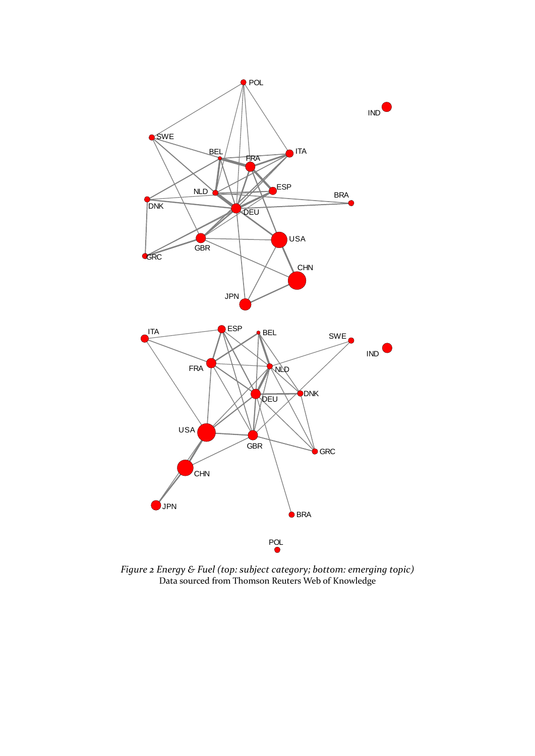*Figure 2 Energy & Fuel (top: subject category; bottom: emerging topic)*
Data sourced from Thomson Reuters Web of Knowledge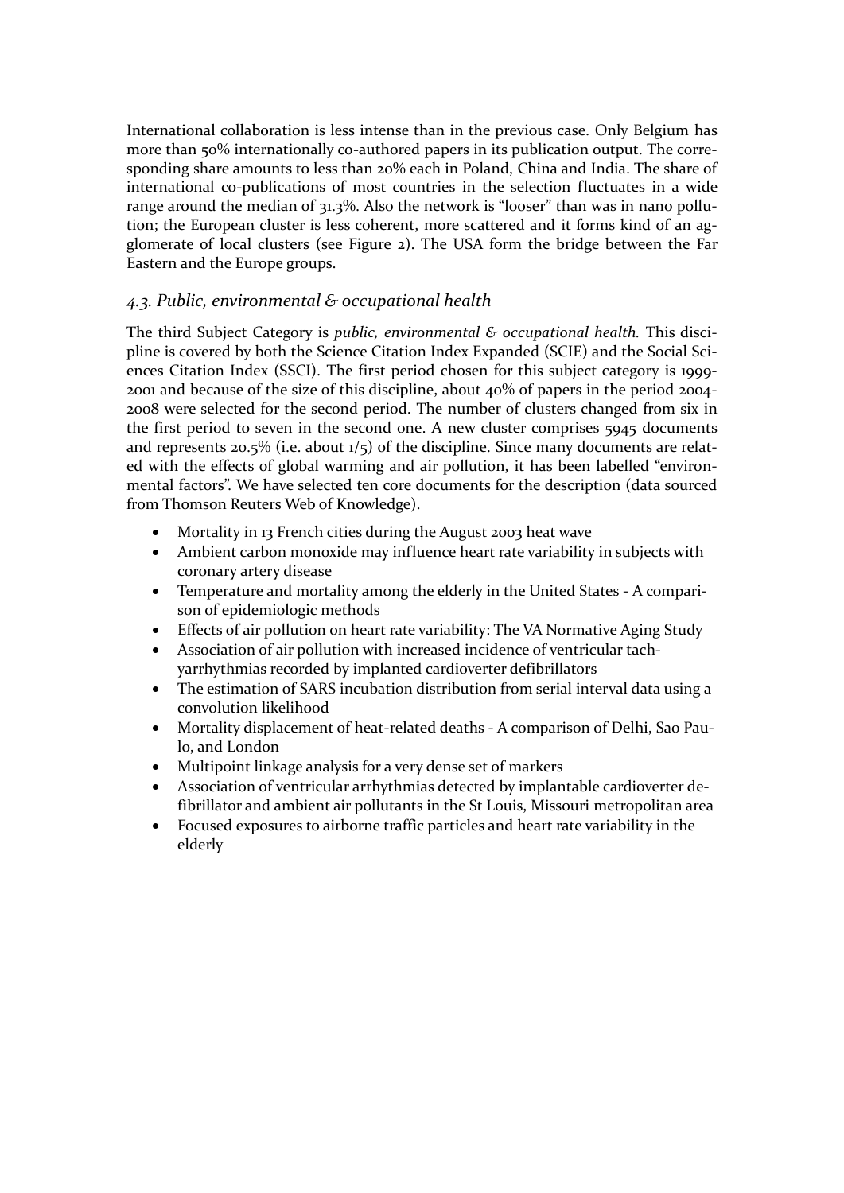International collaboration is less intense than in the previous case. Only Belgium has more than 50% internationally co-authored papers in its publication output. The corresponding share amounts to less than 20% each in Poland, China and India. The share of international co-publications of most countries in the selection fluctuates in a wide range around the median of 31.3%. Also the network is "looser" than was in nano pollution; the European cluster is less coherent, more scattered and it forms kind of an agglomerate of local clusters (see Figure 2). The USA form the bridge between the Far Eastern and the Europe groups.

### *4.3. Public, environmental & occupational health*

The third Subject Category is *public, environmental & occupational health*. This discipline is covered by both the Science Citation Index Expanded (SCIE) and the Social Sciences Citation Index (SSCI). The first period chosen for this subject category is 1999-2001 and because of the size of this discipline, about 40% of papers in the period 2004-2008 were selected for the second period. The number of clusters changed from six in the first period to seven in the second one. A new cluster comprises 5945 documents and represents 20.5% (i.e. about 1/5) of the discipline. Since many documents are related with the effects of global warming and air pollution, it has been labelled "environmental factors". We have selected ten core documents for the description (data sourced from Thomson Reuters Web of Knowledge).

- Mortality in 13 French cities during the August 2003 heat wave
- Ambient carbon monoxide may influence heart rate variability in subjects with coronary artery disease
- Temperature and mortality among the elderly in the United States - A comparison of epidemiologic methods
- Effects of air pollution on heart rate variability: The VA Normative Aging Study
- Association of air pollution with increased incidence of ventricular tachyarrhythmias recorded by implanted cardioverter defibrillators
- The estimation of SARS incubation distribution from serial interval data using a convolution likelihood
- Mortality displacement of heat-related deaths - A comparison of Delhi, Sao Paulo, and London
- Multipoint linkage analysis for a very dense set of markers
- Association of ventricular arrhythmias detected by implantable cardioverter defibrillator and ambient air pollutants in the St Louis, Missouri metropolitan area
- Focused exposures to airborne traffic particles and heart rate variability in the elderly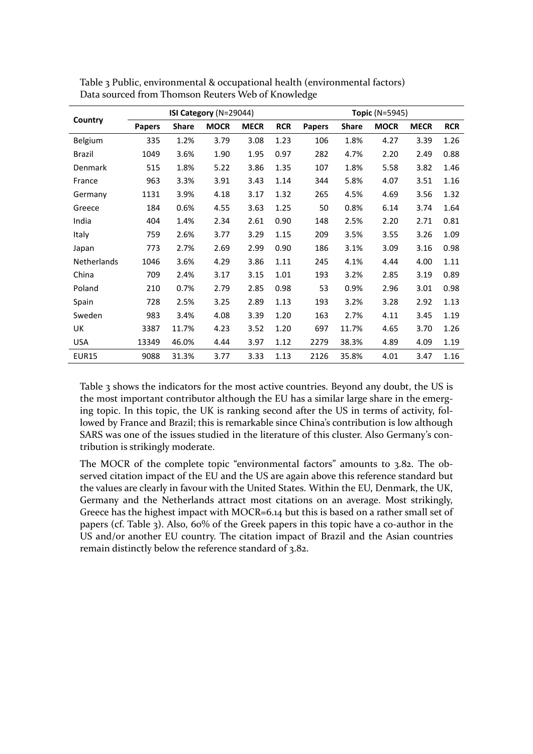Table 3 Public, environmental & occupational health (environmental factors)
Data sourced from Thomson Reuters Web of Knowledge

| Country | **ISI Category** (N=29044) | | | | | **Topic** (N=5945) | | | | |
|---|---|---|---|---|---|---|---|---|---|---|
| | **Papers** | **Share** | **MOCR** | **MECR** | **RCR** | **Papers** | **Share** | **MOCR** | **MECR** | **RCR** |
| Belgium | 335 | 1.2% | 3.79 | 3.08 | 1.23 | 106 | 1.8% | 4.27 | 3.39 | 1.26 |
| Brazil | 1049 | 3.6% | 1.90 | 1.95 | 0.97 | 282 | 4.7% | 2.20 | 2.49 | 0.88 |
| Denmark | 515 | 1.8% | 5.22 | 3.86 | 1.35 | 107 | 1.8% | 5.58 | 3.82 | 1.46 |
| France | 963 | 3.3% | 3.91 | 3.43 | 1.14 | 344 | 5.8% | 4.07 | 3.51 | 1.16 |
| Germany | 1131 | 3.9% | 4.18 | 3.17 | 1.32 | 265 | 4.5% | 4.69 | 3.56 | 1.32 |
| Greece | 184 | 0.6% | 4.55 | 3.63 | 1.25 | 50 | 0.8% | 6.14 | 3.74 | 1.64 |
| India | 404 | 1.4% | 2.34 | 2.61 | 0.90 | 148 | 2.5% | 2.20 | 2.71 | 0.81 |
| Italy | 759 | 2.6% | 3.77 | 3.29 | 1.15 | 209 | 3.5% | 3.55 | 3.26 | 1.09 |
| Japan | 773 | 2.7% | 2.69 | 2.99 | 0.90 | 186 | 3.1% | 3.09 | 3.16 | 0.98 |
| Netherlands | 1046 | 3.6% | 4.29 | 3.86 | 1.11 | 245 | 4.1% | 4.44 | 4.00 | 1.11 |
| China | 709 | 2.4% | 3.17 | 3.15 | 1.01 | 193 | 3.2% | 2.85 | 3.19 | 0.89 |
| Poland | 210 | 0.7% | 2.79 | 2.85 | 0.98 | 53 | 0.9% | 2.96 | 3.01 | 0.98 |
| Spain | 728 | 2.5% | 3.25 | 2.89 | 1.13 | 193 | 3.2% | 3.28 | 2.92 | 1.13 |
| Sweden | 983 | 3.4% | 4.08 | 3.39 | 1.20 | 163 | 2.7% | 4.11 | 3.45 | 1.19 |
| UK | 3387 | 11.7% | 4.23 | 3.52 | 1.20 | 697 | 11.7% | 4.65 | 3.70 | 1.26 |
| USA | 13349 | 46.0% | 4.44 | 3.97 | 1.12 | 2279 | 38.3% | 4.89 | 4.09 | 1.19 |
| EUR15 | 9088 | 31.3% | 3.77 | 3.33 | 1.13 | 2126 | 35.8% | 4.01 | 3.47 | 1.16 |

Table 3 shows the indicators for the most active countries. Beyond any doubt, the US is the most important contributor although the EU has a similar large share in the emerging topic. In this topic, the UK is ranking second after the US in terms of activity, followed by France and Brazil; this is remarkable since China's contribution is low although SARS was one of the issues studied in the literature of this cluster. Also Germany's contribution is strikingly moderate.

The MOCR of the complete topic "environmental factors" amounts to 3.82. The observed citation impact of the EU and the US are again above this reference standard but the values are clearly in favour with the United States. Within the EU, Denmark, the UK, Germany and the Netherlands attract most citations on an average. Most strikingly, Greece has the highest impact with MOCR=6.14 but this is based on a rather small set of papers (cf. Table 3). Also, 60% of the Greek papers in this topic have a co-author in the US and/or another EU country. The citation impact of Brazil and the Asian countries remain distinctly below the reference standard of 3.82.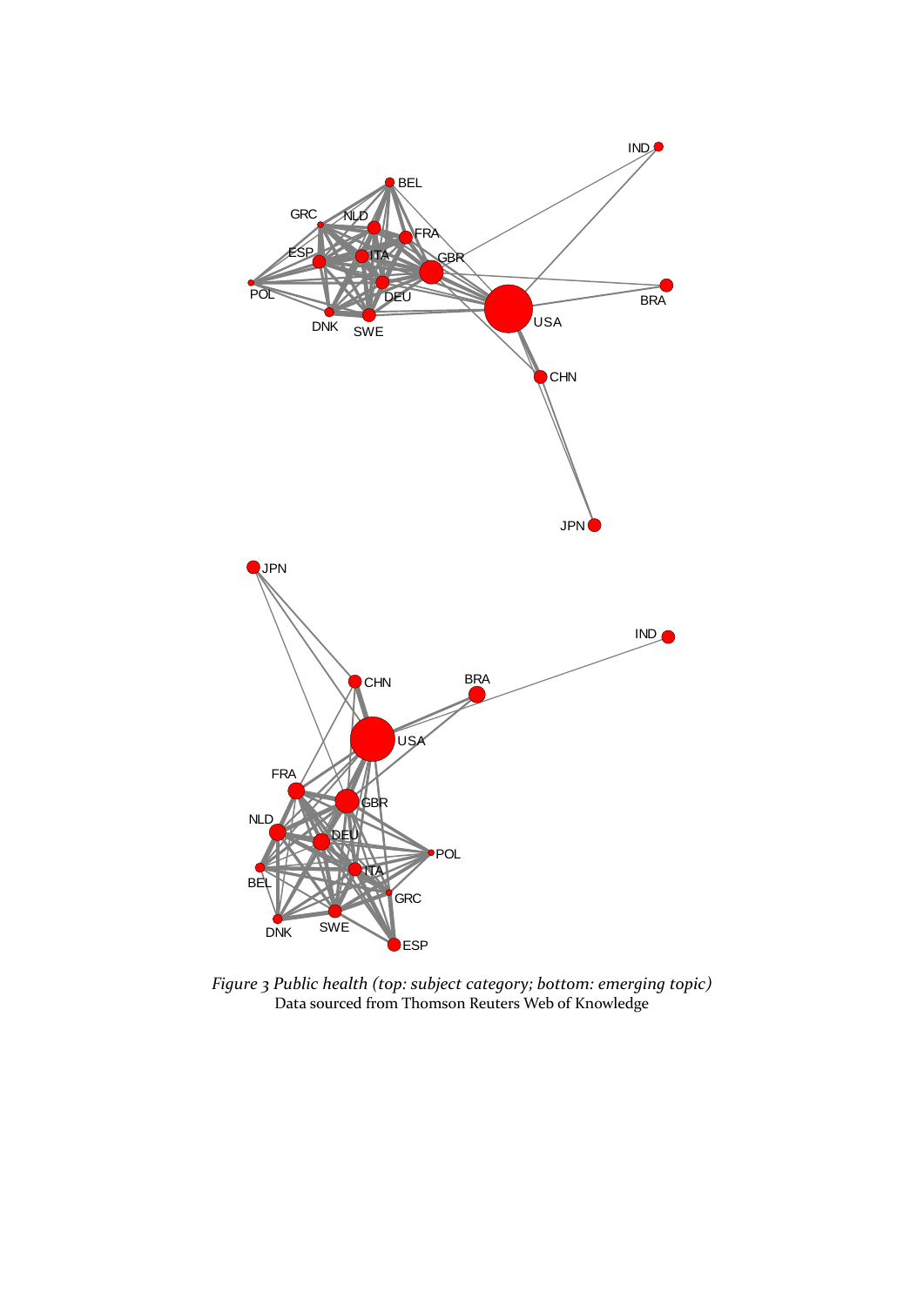*Figure 3 Public health (top: subject category; bottom: emerging topic)*
Data sourced from Thomson Reuters Web of Knowledge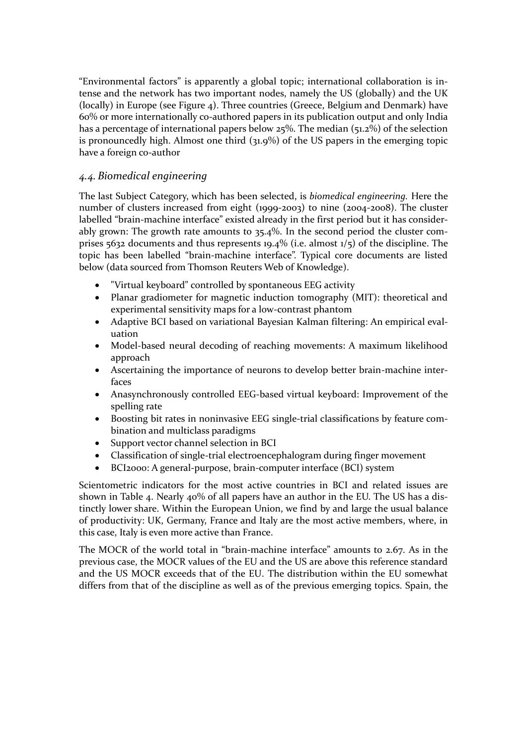"Environmental factors" is apparently a global topic; international collaboration is intense and the network has two important nodes, namely the US (globally) and the UK (locally) in Europe (see Figure 4). Three countries (Greece, Belgium and Denmark) have 60% or more internationally co-authored papers in its publication output and only India has a percentage of international papers below 25%. The median (51.2%) of the selection is pronouncedly high. Almost one third (31.9%) of the US papers in the emerging topic have a foreign co-author

### *4.4. Biomedical engineering*

The last Subject Category, which has been selected, is *biomedical engineering.* Here the number of clusters increased from eight (1999-2003) to nine (2004-2008). The cluster labelled "brain-machine interface" existed already in the first period but it has considerably grown: The growth rate amounts to 35.4%. In the second period the cluster comprises 5632 documents and thus represents 19.4% (i.e. almost 1/5) of the discipline. The topic has been labelled "brain-machine interface". Typical core documents are listed below (data sourced from Thomson Reuters Web of Knowledge).

- "Virtual keyboard" controlled by spontaneous EEG activity
- Planar gradiometer for magnetic induction tomography (MIT): theoretical and experimental sensitivity maps for a low-contrast phantom
- Adaptive BCI based on variational Bayesian Kalman filtering: An empirical evaluation
- Model-based neural decoding of reaching movements: A maximum likelihood approach
- Ascertaining the importance of neurons to develop better brain-machine interfaces
- Anasynchronously controlled EEG-based virtual keyboard: Improvement of the spelling rate
- Boosting bit rates in noninvasive EEG single-trial classifications by feature combination and multiclass paradigms
- Support vector channel selection in BCI
- Classification of single-trial electroencephalogram during finger movement
- BCI2000: A general-purpose, brain-computer interface (BCI) system

Scientometric indicators for the most active countries in BCI and related issues are shown in Table 4. Nearly 40% of all papers have an author in the EU. The US has a distinctly lower share. Within the European Union, we find by and large the usual balance of productivity: UK, Germany, France and Italy are the most active members, where, in this case, Italy is even more active than France.

The MOCR of the world total in "brain-machine interface" amounts to 2.67. As in the previous case, the MOCR values of the EU and the US are above this reference standard and the US MOCR exceeds that of the EU. The distribution within the EU somewhat differs from that of the discipline as well as of the previous emerging topics. Spain, the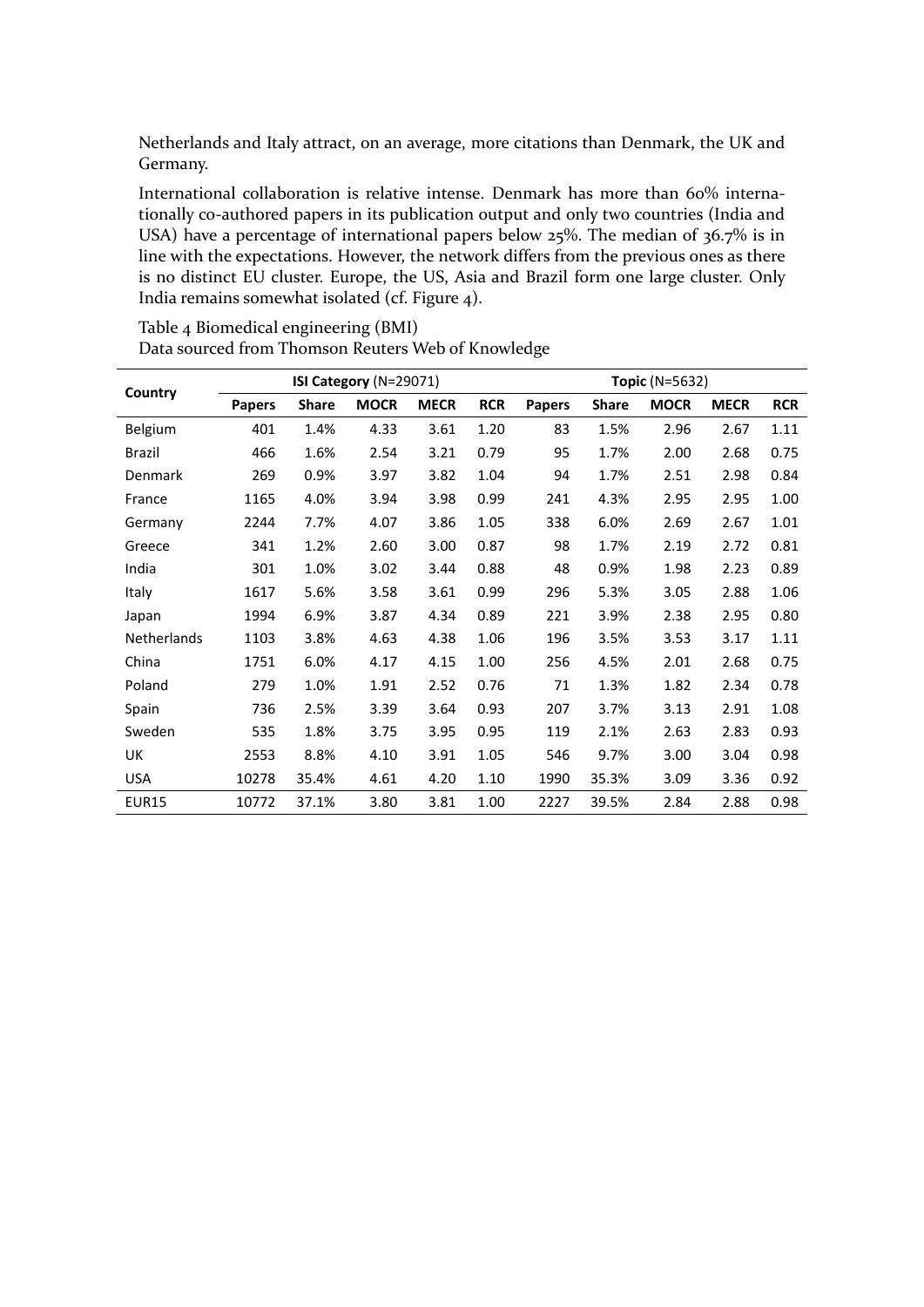Netherlands and Italy attract, on an average, more citations than Denmark, the UK and Germany.

International collaboration is relative intense. Denmark has more than 60% internationally co-authored papers in its publication output and only two countries (India and USA) have a percentage of international papers below 25%. The median of 36.7% is in line with the expectations. However, the network differs from the previous ones as there is no distinct EU cluster. Europe, the US, Asia and Brazil form one large cluster. Only India remains somewhat isolated (cf. Figure 4).

Table 4 Biomedical engineering (BMI)
Data sourced from Thomson Reuters Web of Knowledge

| Country | **ISI Category** (N=29071) | | | | | **Topic** (N=5632) | | | | |
|---|---|---|---|---|---|---|---|---|---|---|
| | **Papers** | **Share** | **MOCR** | **MECR** | **RCR** | **Papers** | **Share** | **MOCR** | **MECR** | **RCR** |
| Belgium | 401 | 1.4% | 4.33 | 3.61 | 1.20 | 83 | 1.5% | 2.96 | 2.67 | 1.11 |
| Brazil | 466 | 1.6% | 2.54 | 3.21 | 0.79 | 95 | 1.7% | 2.00 | 2.68 | 0.75 |
| Denmark | 269 | 0.9% | 3.97 | 3.82 | 1.04 | 94 | 1.7% | 2.51 | 2.98 | 0.84 |
| France | 1165 | 4.0% | 3.94 | 3.98 | 0.99 | 241 | 4.3% | 2.95 | 2.95 | 1.00 |
| Germany | 2244 | 7.7% | 4.07 | 3.86 | 1.05 | 338 | 6.0% | 2.69 | 2.67 | 1.01 |
| Greece | 341 | 1.2% | 2.60 | 3.00 | 0.87 | 98 | 1.7% | 2.19 | 2.72 | 0.81 |
| India | 301 | 1.0% | 3.02 | 3.44 | 0.88 | 48 | 0.9% | 1.98 | 2.23 | 0.89 |
| Italy | 1617 | 5.6% | 3.58 | 3.61 | 0.99 | 296 | 5.3% | 3.05 | 2.88 | 1.06 |
| Japan | 1994 | 6.9% | 3.87 | 4.34 | 0.89 | 221 | 3.9% | 2.38 | 2.95 | 0.80 |
| Netherlands | 1103 | 3.8% | 4.63 | 4.38 | 1.06 | 196 | 3.5% | 3.53 | 3.17 | 1.11 |
| China | 1751 | 6.0% | 4.17 | 4.15 | 1.00 | 256 | 4.5% | 2.01 | 2.68 | 0.75 |
| Poland | 279 | 1.0% | 1.91 | 2.52 | 0.76 | 71 | 1.3% | 1.82 | 2.34 | 0.78 |
| Spain | 736 | 2.5% | 3.39 | 3.64 | 0.93 | 207 | 3.7% | 3.13 | 2.91 | 1.08 |
| Sweden | 535 | 1.8% | 3.75 | 3.95 | 0.95 | 119 | 2.1% | 2.63 | 2.83 | 0.93 |
| UK | 2553 | 8.8% | 4.10 | 3.91 | 1.05 | 546 | 9.7% | 3.00 | 3.04 | 0.98 |
| USA | 10278 | 35.4% | 4.61 | 4.20 | 1.10 | 1990 | 35.3% | 3.09 | 3.36 | 0.92 |
| EUR15 | 10772 | 37.1% | 3.80 | 3.81 | 1.00 | 2227 | 39.5% | 2.84 | 2.88 | 0.98 |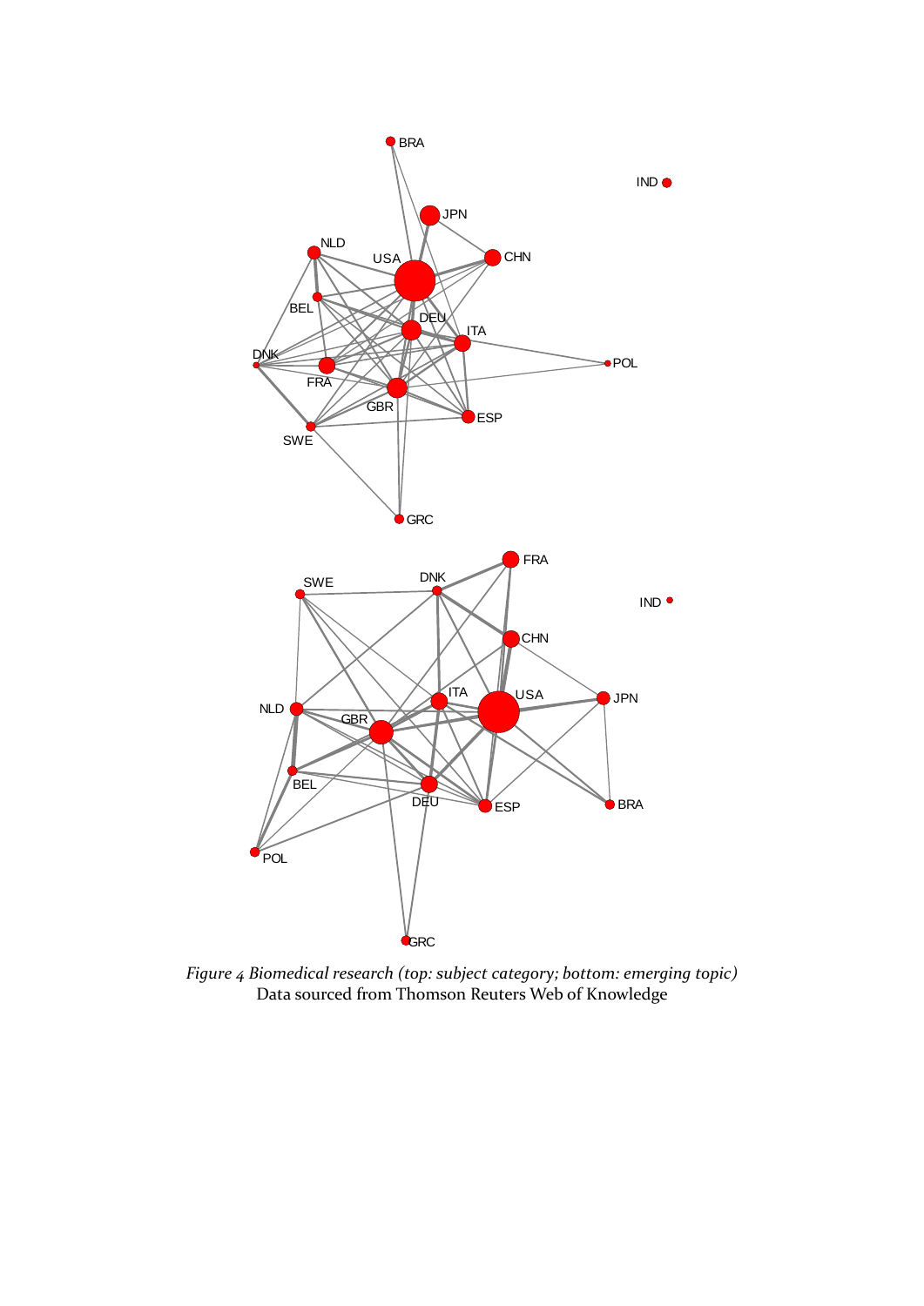*Figure 4 Biomedical research (top: subject category; bottom: emerging topic)*
Data sourced from Thomson Reuters Web of Knowledge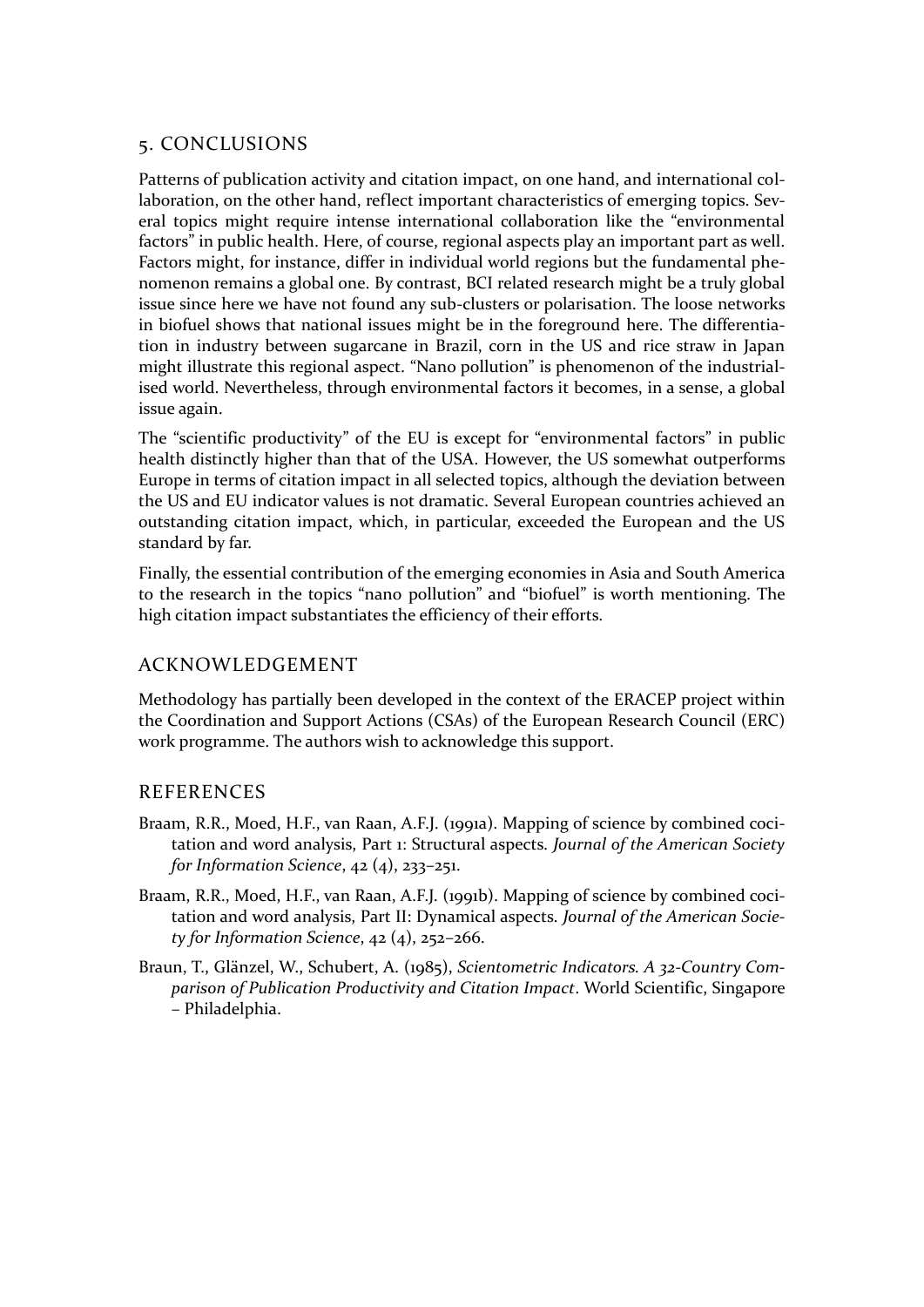## 5. CONCLUSIONS

Patterns of publication activity and citation impact, on one hand, and international collaboration, on the other hand, reflect important characteristics of emerging topics. Several topics might require intense international collaboration like the "environmental factors" in public health. Here, of course, regional aspects play an important part as well. Factors might, for instance, differ in individual world regions but the fundamental phenomenon remains a global one. By contrast, BCI related research might be a truly global issue since here we have not found any sub-clusters or polarisation. The loose networks in biofuel shows that national issues might be in the foreground here. The differentiation in industry between sugarcane in Brazil, corn in the US and rice straw in Japan might illustrate this regional aspect. "Nano pollution" is phenomenon of the industrialised world. Nevertheless, through environmental factors it becomes, in a sense, a global issue again.

The "scientific productivity" of the EU is except for "environmental factors" in public health distinctly higher than that of the USA. However, the US somewhat outperforms Europe in terms of citation impact in all selected topics, although the deviation between the US and EU indicator values is not dramatic. Several European countries achieved an outstanding citation impact, which, in particular, exceeded the European and the US standard by far.

Finally, the essential contribution of the emerging economies in Asia and South America to the research in the topics "nano pollution" and "biofuel" is worth mentioning. The high citation impact substantiates the efficiency of their efforts.

## ACKNOWLEDGEMENT

Methodology has partially been developed in the context of the ERACEP project within the Coordination and Support Actions (CSAs) of the European Research Council (ERC) work programme. The authors wish to acknowledge this support.

## REFERENCES

Braam, R.R., Moed, H.F., van Raan, A.F.J. (1991a). Mapping of science by combined cocitation and word analysis, Part 1: Structural aspects. *Journal of the American Society for Information Science*, 42 (4), 233–251.

Braam, R.R., Moed, H.F., van Raan, A.F.J. (1991b). Mapping of science by combined cocitation and word analysis, Part II: Dynamical aspects. *Journal of the American Society for Information Science*, 42 (4), 252–266.

Braun, T., Glänzel, W., Schubert, A. (1985), *Scientometric Indicators. A 32-Country Comparison of Publication Productivity and Citation Impact*. World Scientific, Singapore – Philadelphia.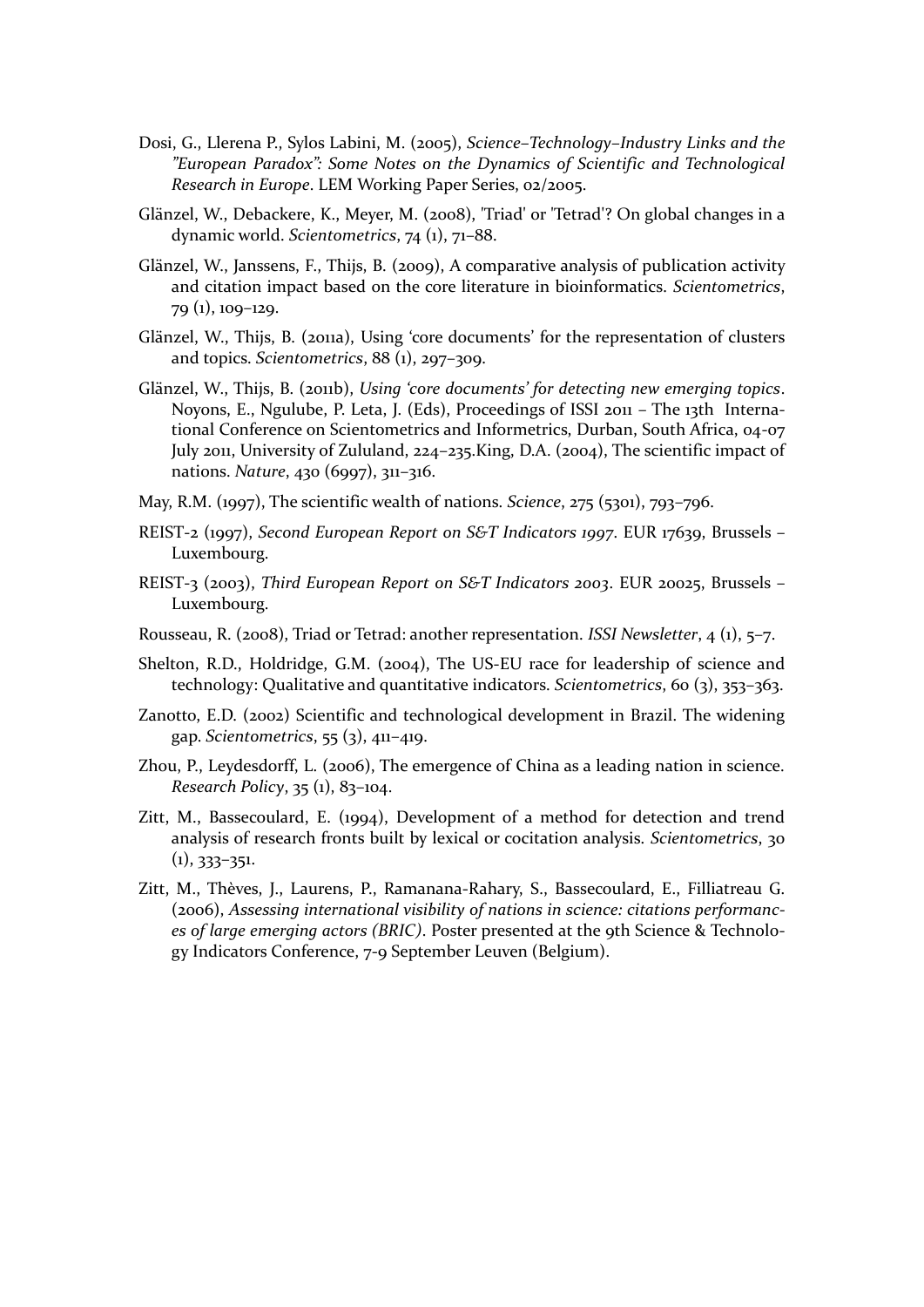Dosi, G., Llerena P., Sylos Labini, M. (2005), *Science–Technology–Industry Links and the "European Paradox": Some Notes on the Dynamics of Scientific and Technological Research in Europe*. LEM Working Paper Series, 02/2005.

Glänzel, W., Debackere, K., Meyer, M. (2008), 'Triad' or 'Tetrad'? On global changes in a dynamic world. *Scientometrics*, 74 (1), 71–88.

Glänzel, W., Janssens, F., Thijs, B. (2009), A comparative analysis of publication activity and citation impact based on the core literature in bioinformatics. *Scientometrics*, 79 (1), 109–129.

Glänzel, W., Thijs, B. (2011a), Using 'core documents' for the representation of clusters and topics. *Scientometrics*, 88 (1), 297–309.

Glänzel, W., Thijs, B. (2011b), *Using 'core documents' for detecting new emerging topics*. Noyons, E., Ngulube, P. Leta, J. (Eds), Proceedings of ISSI 2011 – The 13th International Conference on Scientometrics and Informetrics, Durban, South Africa, 04-07 July 2011, University of Zululand, 224–235.King, D.A. (2004), The scientific impact of nations. *Nature*, 430 (6997), 311–316.

May, R.M. (1997), The scientific wealth of nations. *Science*, 275 (5301), 793–796.

REIST-2 (1997), *Second European Report on S&T Indicators 1997*. EUR 17639, Brussels – Luxembourg.

REIST-3 (2003), *Third European Report on S&T Indicators 2003*. EUR 20025, Brussels – Luxembourg.

Rousseau, R. (2008), Triad or Tetrad: another representation. *ISSI Newsletter*, 4 (1), 5–7.

Shelton, R.D., Holdridge, G.M. (2004), The US-EU race for leadership of science and technology: Qualitative and quantitative indicators. *Scientometrics*, 60 (3), 353–363.

Zanotto, E.D. (2002) Scientific and technological development in Brazil. The widening gap. *Scientometrics*, 55 (3), 411–419.

Zhou, P., Leydesdorff, L. (2006), The emergence of China as a leading nation in science. *Research Policy*, 35 (1), 83–104.

Zitt, M., Bassecoulard, E. (1994), Development of a method for detection and trend analysis of research fronts built by lexical or cocitation analysis. *Scientometrics*, 30 (1), 333–351.

Zitt, M., Thèves, J., Laurens, P., Ramanana-Rahary, S., Bassecoulard, E., Filliatreau G. (2006), *Assessing international visibility of nations in science: citations performances of large emerging actors (BRIC)*. Poster presented at the 9th Science & Technology Indicators Conference, 7-9 September Leuven (Belgium).